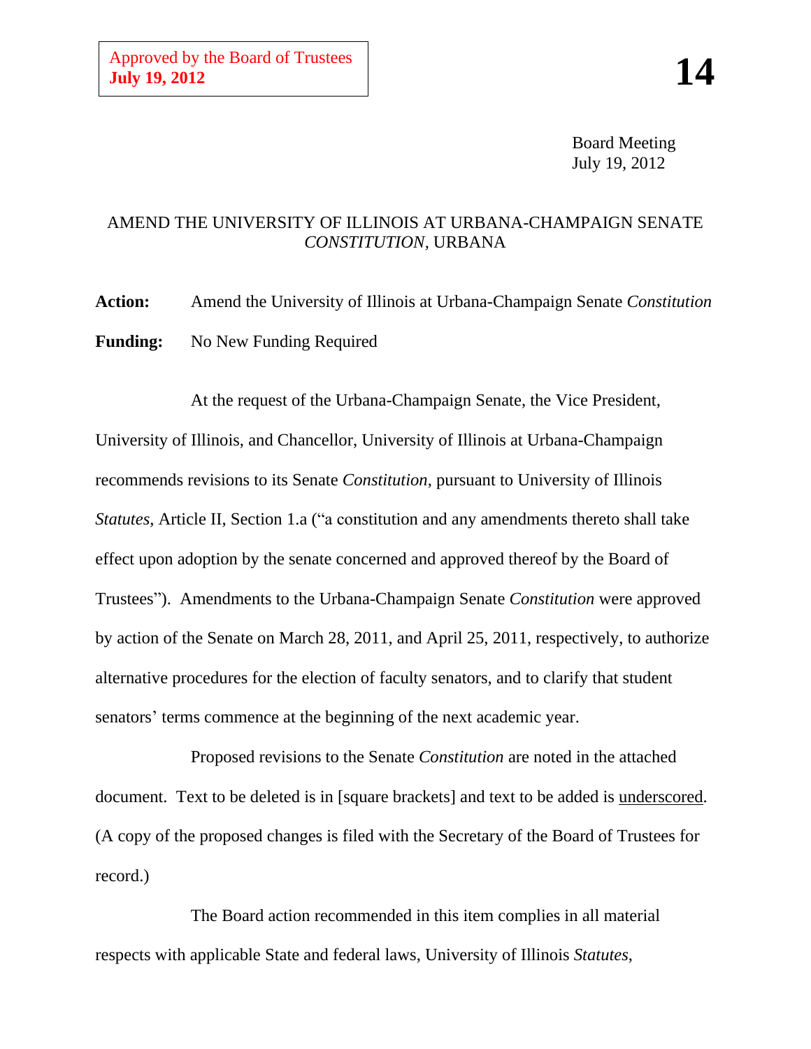Approved by the Board of Trustees
**July 19, 2012**

**14**

Board Meeting
July 19, 2012

AMEND THE UNIVERSITY OF ILLINOIS AT URBANA-CHAMPAIGN SENATE *CONSTITUTION*, URBANA

**Action:** Amend the University of Illinois at Urbana-Champaign Senate *Constitution*

**Funding:** No New Funding Required

At the request of the Urbana-Champaign Senate, the Vice President, University of Illinois, and Chancellor, University of Illinois at Urbana-Champaign recommends revisions to its Senate *Constitution*, pursuant to University of Illinois *Statutes*, Article II, Section 1.a ("a constitution and any amendments thereto shall take effect upon adoption by the senate concerned and approved thereof by the Board of Trustees"). Amendments to the Urbana-Champaign Senate *Constitution* were approved by action of the Senate on March 28, 2011, and April 25, 2011, respectively, to authorize alternative procedures for the election of faculty senators, and to clarify that student senators' terms commence at the beginning of the next academic year.

Proposed revisions to the Senate *Constitution* are noted in the attached document. Text to be deleted is in [square brackets] and text to be added is <u>underscored</u>. (A copy of the proposed changes is filed with the Secretary of the Board of Trustees for record.)

The Board action recommended in this item complies in all material respects with applicable State and federal laws, University of Illinois *Statutes*,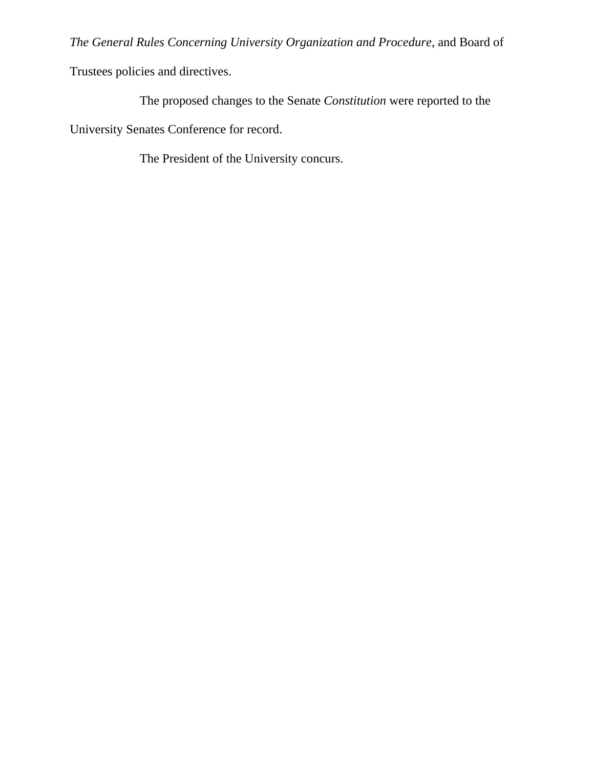*The General Rules Concerning University Organization and Procedure*, and Board of Trustees policies and directives.

The proposed changes to the Senate *Constitution* were reported to the University Senates Conference for record.

The President of the University concurs.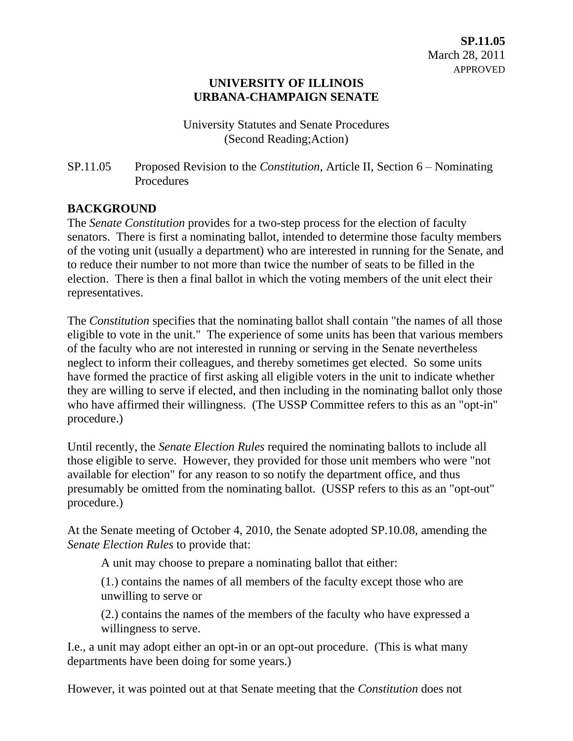**SP.11.05**
March 28, 2011
APPROVED

**UNIVERSITY OF ILLINOIS**
**URBANA-CHAMPAIGN SENATE**

University Statutes and Senate Procedures
(Second Reading;Action)

SP.11.05 Proposed Revision to the *Constitution*, Article II, Section 6 – Nominating Procedures

## BACKGROUND

The *Senate Constitution* provides for a two-step process for the election of faculty senators. There is first a nominating ballot, intended to determine those faculty members of the voting unit (usually a department) who are interested in running for the Senate, and to reduce their number to not more than twice the number of seats to be filled in the election. There is then a final ballot in which the voting members of the unit elect their representatives.

The *Constitution* specifies that the nominating ballot shall contain "the names of all those eligible to vote in the unit." The experience of some units has been that various members of the faculty who are not interested in running or serving in the Senate nevertheless neglect to inform their colleagues, and thereby sometimes get elected. So some units have formed the practice of first asking all eligible voters in the unit to indicate whether they are willing to serve if elected, and then including in the nominating ballot only those who have affirmed their willingness. (The USSP Committee refers to this as an "opt-in" procedure.)

Until recently, the *Senate Election Rules* required the nominating ballots to include all those eligible to serve. However, they provided for those unit members who were "not available for election" for any reason to so notify the department office, and thus presumably be omitted from the nominating ballot. (USSP refers to this as an "opt-out" procedure.)

At the Senate meeting of October 4, 2010, the Senate adopted SP.10.08, amending the *Senate Election Rules* to provide that:

> A unit may choose to prepare a nominating ballot that either:
>
> (1.) contains the names of all members of the faculty except those who are unwilling to serve or
>
> (2.) contains the names of the members of the faculty who have expressed a willingness to serve.

I.e., a unit may adopt either an opt-in or an opt-out procedure. (This is what many departments have been doing for some years.)

However, it was pointed out at that Senate meeting that the *Constitution* does not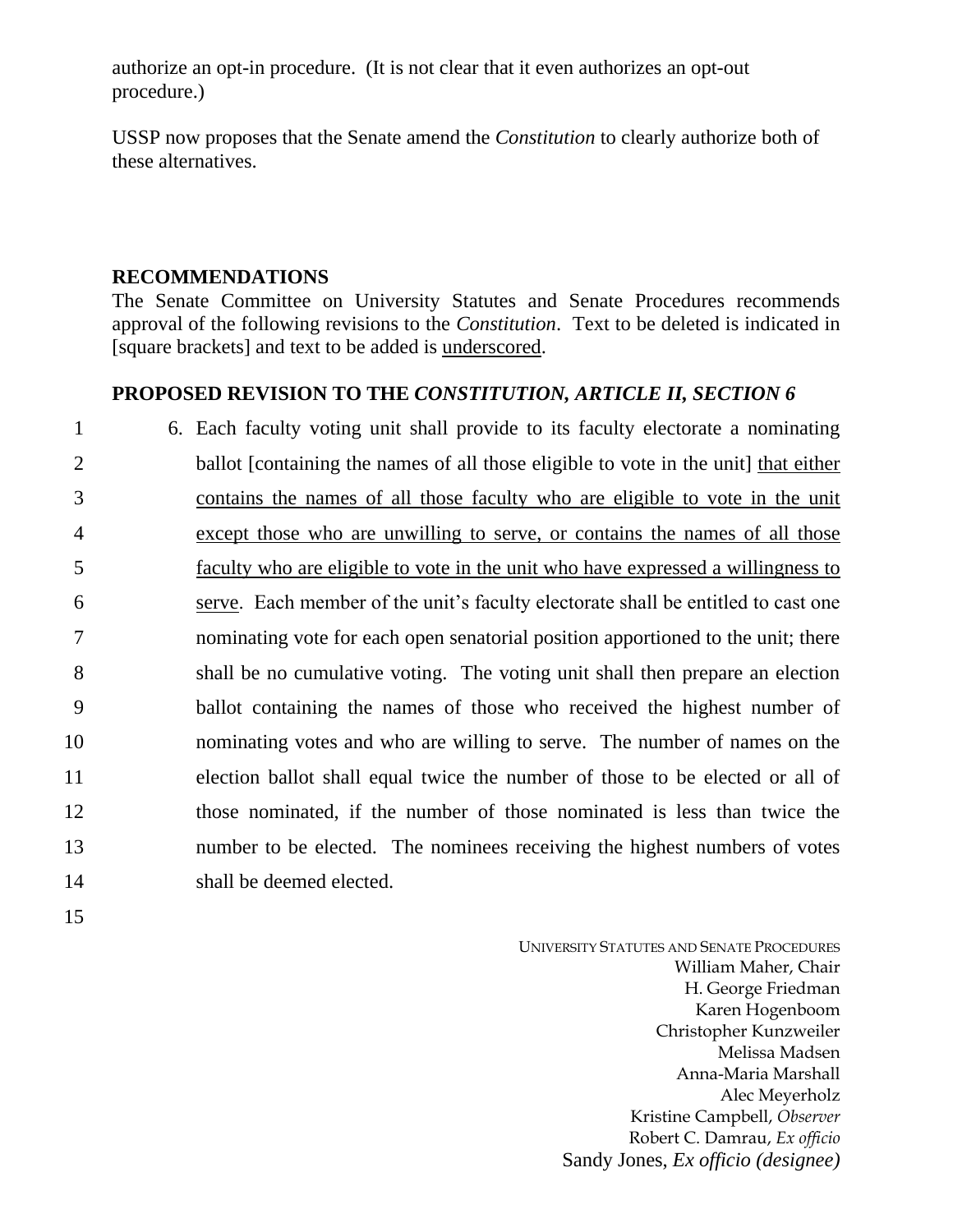authorize an opt-in procedure. (It is not clear that it even authorizes an opt-out procedure.)

USSP now proposes that the Senate amend the *Constitution* to clearly authorize both of these alternatives.

## RECOMMENDATIONS

The Senate Committee on University Statutes and Senate Procedures recommends approval of the following revisions to the *Constitution*. Text to be deleted is indicated in [square brackets] and text to be added is <u>underscored</u>.

## PROPOSED REVISION TO THE *CONSTITUTION, ARTICLE II, SECTION 6*

1 6. Each faculty voting unit shall provide to its faculty electorate a nominating
2 ballot [containing the names of all those eligible to vote in the unit] <u>that either</u>
3 <u>contains the names of all those faculty who are eligible to vote in the unit</u>
4 <u>except those who are unwilling to serve, or contains the names of all those</u>
5 <u>faculty who are eligible to vote in the unit who have expressed a willingness to</u>
6 <u>serve</u>. Each member of the unit's faculty electorate shall be entitled to cast one
7 nominating vote for each open senatorial position apportioned to the unit; there
8 shall be no cumulative voting. The voting unit shall then prepare an election
9 ballot containing the names of those who received the highest number of
10 nominating votes and who are willing to serve. The number of names on the
11 election ballot shall equal twice the number of those to be elected or all of
12 those nominated, if the number of those nominated is less than twice the
13 number to be elected. The nominees receiving the highest numbers of votes
14 shall be deemed elected.
15

UNIVERSITY STATUTES AND SENATE PROCEDURES
William Maher, Chair
H. George Friedman
Karen Hogenboom
Christopher Kunzweiler
Melissa Madsen
Anna-Maria Marshall
Alec Meyerholz
Kristine Campbell, *Observer*
Robert C. Damrau, *Ex officio*
Sandy Jones, *Ex officio (designee)*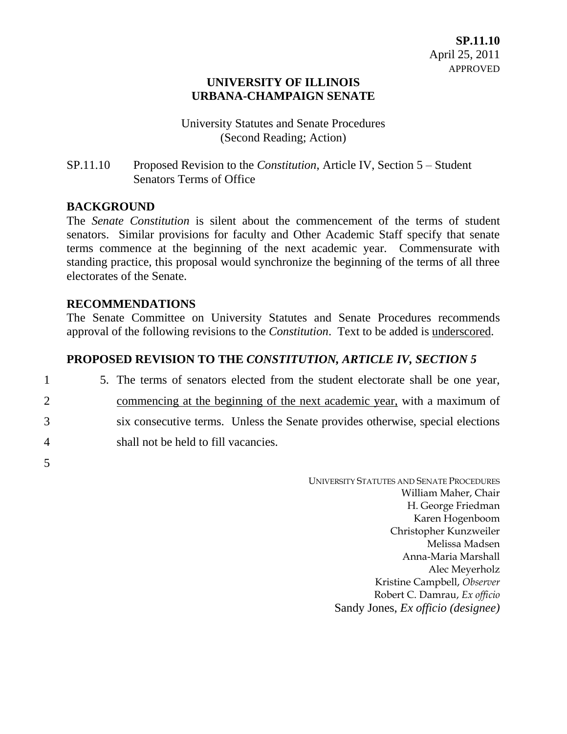**SP.11.10**
April 25, 2011
APPROVED

**UNIVERSITY OF ILLINOIS**
**URBANA-CHAMPAIGN SENATE**

University Statutes and Senate Procedures
(Second Reading; Action)

SP.11.10 Proposed Revision to the *Constitution*, Article IV, Section 5 – Student Senators Terms of Office

## BACKGROUND

The *Senate Constitution* is silent about the commencement of the terms of student senators. Similar provisions for faculty and Other Academic Staff specify that senate terms commence at the beginning of the next academic year. Commensurate with standing practice, this proposal would synchronize the beginning of the terms of all three electorates of the Senate.

## RECOMMENDATIONS

The Senate Committee on University Statutes and Senate Procedures recommends approval of the following revisions to the *Constitution*. Text to be added is <u>underscored</u>.

## PROPOSED REVISION TO THE *CONSTITUTION, ARTICLE IV, SECTION 5*

1 5. The terms of senators elected from the student electorate shall be one year,
2 <u>commencing at the beginning of the next academic year,</u> with a maximum of
3 six consecutive terms. Unless the Senate provides otherwise, special elections
4 shall not be held to fill vacancies.
5

UNIVERSITY STATUTES AND SENATE PROCEDURES
William Maher, Chair
H. George Friedman
Karen Hogenboom
Christopher Kunzweiler
Melissa Madsen
Anna-Maria Marshall
Alec Meyerholz
Kristine Campbell, *Observer*
Robert C. Damrau, *Ex officio*
Sandy Jones, *Ex officio (designee)*